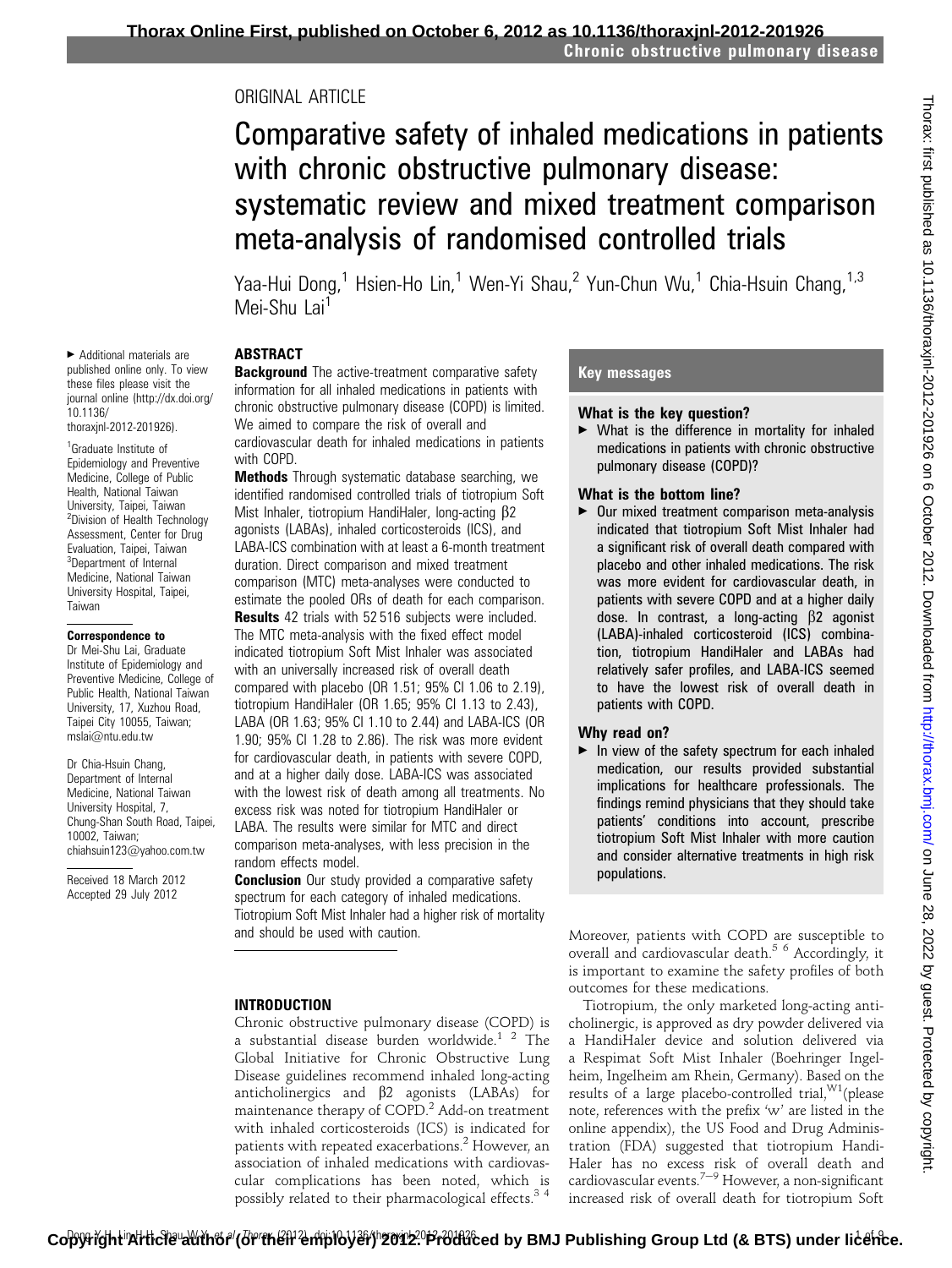ORIGINAL ARTICLE

# Comparative safety of inhaled medications in patients with chronic obstructive pulmonary disease: systematic review and mixed treatment comparison meta-analysis of randomised controlled trials

Yaa-Hui Dong,[1] Hsien-Ho Lin,[1] Wen-Yi Shau,[2] Yun-Chun Wu,[1] Chia-Hsuin Chang,[1,3] Mei-Shu Lai[1]

► Additional materials are published online only. To view these files please visit the journal online (http://dx.doi.org/10.1136/thoraxjnl-2012-201926).

[1]Graduate Institute of Epidemiology and Preventive Medicine, College of Public Health, National Taiwan University, Taipei, Taiwan
[2]Division of Health Technology Assessment, Center for Drug Evaluation, Taipei, Taiwan
[3]Department of Internal Medicine, National Taiwan University Hospital, Taipei, Taiwan

**Correspondence to**
Dr Mei-Shu Lai, Graduate Institute of Epidemiology and Preventive Medicine, College of Public Health, National Taiwan University, 17, Xuzhou Road, Taipei City 10055, Taiwan; mslai@ntu.edu.tw

Dr Chia-Hsuin Chang, Department of Internal Medicine, National Taiwan University Hospital, 7, Chung-Shan South Road, Taipei, 10002, Taiwan; chiahsuin123@yahoo.com.tw

Received 18 March 2012
Accepted 29 July 2012

## ABSTRACT

**Background** The active-treatment comparative safety information for all inhaled medications in patients with chronic obstructive pulmonary disease (COPD) is limited. We aimed to compare the risk of overall and cardiovascular death for inhaled medications in patients with COPD.

**Methods** Through systematic database searching, we identified randomised controlled trials of tiotropium Soft Mist Inhaler, tiotropium HandiHaler, long-acting β2 agonists (LABAs), inhaled corticosteroids (ICS), and LABA-ICS combination with at least a 6-month treatment duration. Direct comparison and mixed treatment comparison (MTC) meta-analyses were conducted to estimate the pooled ORs of death for each comparison.

**Results** 42 trials with 52 516 subjects were included. The MTC meta-analysis with the fixed effect model indicated tiotropium Soft Mist Inhaler was associated with an universally increased risk of overall death compared with placebo (OR 1.51; 95% CI 1.06 to 2.19), tiotropium HandiHaler (OR 1.65; 95% CI 1.13 to 2.43), LABA (OR 1.63; 95% CI 1.10 to 2.44) and LABA-ICS (OR 1.90; 95% CI 1.28 to 2.86). The risk was more evident for cardiovascular death, in patients with severe COPD, and at a higher daily dose. LABA-ICS was associated with the lowest risk of death among all treatments. No excess risk was noted for tiotropium HandiHaler or LABA. The results were similar for MTC and direct comparison meta-analyses, with less precision in the random effects model.

**Conclusion** Our study provided a comparative safety spectrum for each category of inhaled medications. Tiotropium Soft Mist Inhaler had a higher risk of mortality and should be used with caution.

### Key messages

**What is the key question?**

► What is the difference in mortality for inhaled medications in patients with chronic obstructive pulmonary disease (COPD)?

**What is the bottom line?**

► Our mixed treatment comparison meta-analysis indicated that tiotropium Soft Mist Inhaler had a significant risk of overall death compared with placebo and other inhaled medications. The risk was more evident for cardiovascular death, in patients with severe COPD and at a higher daily dose. In contrast, a long-acting β2 agonist (LABA)-inhaled corticosteroid (ICS) combination, tiotropium HandiHaler and LABAs had relatively safer profiles, and LABA-ICS seemed to have the lowest risk of overall death in patients with COPD.

**Why read on?**

► In view of the safety spectrum for each inhaled medication, our results provided substantial implications for healthcare professionals. The findings remind physicians that they should take patients' conditions into account, prescribe tiotropium Soft Mist Inhaler with more caution and consider alternative treatments in high risk populations.

## INTRODUCTION

Chronic obstructive pulmonary disease (COPD) is a substantial disease burden worldwide.[1 2] The Global Initiative for Chronic Obstructive Lung Disease guidelines recommend inhaled long-acting anticholinergics and β2 agonists (LABAs) for maintenance therapy of COPD.[2] Add-on treatment with inhaled corticosteroids (ICS) is indicated for patients with repeated exacerbations.[2] However, an association of inhaled medications with cardiovascular complications has been noted, which is possibly related to their pharmacological effects.[3 4] Moreover, patients with COPD are susceptible to overall and cardiovascular death.[5 6] Accordingly, it is important to examine the safety profiles of both outcomes for these medications.

Tiotropium, the only marketed long-acting anticholinergic, is approved as dry powder delivered via a HandiHaler device and solution delivered via a Respimat Soft Mist Inhaler (Boehringer Ingelheim, Ingelheim am Rhein, Germany). Based on the results of a large placebo-controlled trial,[W1](please note, references with the prefix 'w' are listed in the online appendix), the US Food and Drug Administration (FDA) suggested that tiotropium HandiHaler has no excess risk of overall death and cardiovascular events.[7–9] However, a non-significant increased risk of overall death for tiotropium Soft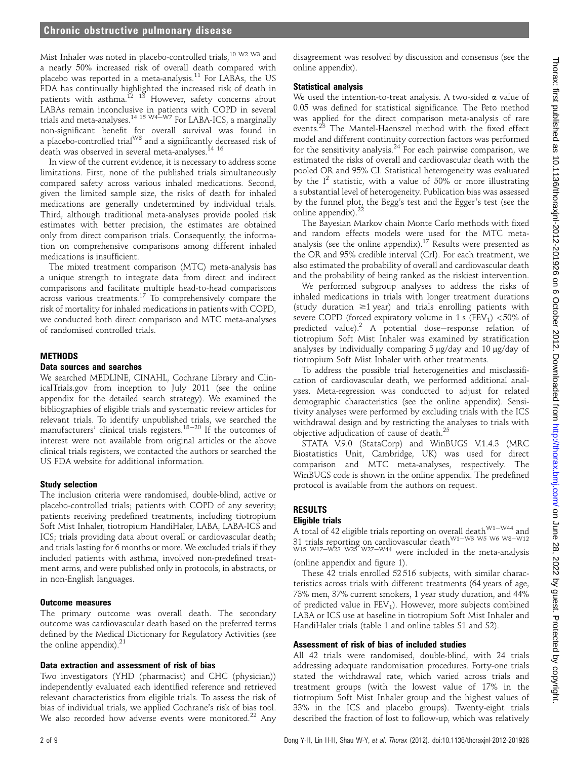Mist Inhaler was noted in placebo-controlled trials,[10 W2 W3] and a nearly 50% increased risk of overall death compared with placebo was reported in a meta-analysis.[11] For LABAs, the US FDA has continually highlighted the increased risk of death in patients with asthma.[12 13] However, safety concerns about LABAs remain inconclusive in patients with COPD in several trials and meta-analyses.[14 15 W4–W7] For LABA-ICS, a marginally non-significant benefit for overall survival was found in a placebo-controlled trial[W8] and a significantly decreased risk of death was observed in several meta-analyses.[14 16]

In view of the current evidence, it is necessary to address some limitations. First, none of the published trials simultaneously compared safety across various inhaled medications. Second, given the limited sample size, the risks of death for inhaled medications are generally undetermined by individual trials. Third, although traditional meta-analyses provide pooled risk estimates with better precision, the estimates are obtained only from direct comparison trials. Consequently, the information on comprehensive comparisons among different inhaled medications is insufficient.

The mixed treatment comparison (MTC) meta-analysis has a unique strength to integrate data from direct and indirect comparisons and facilitate multiple head-to-head comparisons across various treatments.[17] To comprehensively compare the risk of mortality for inhaled medications in patients with COPD, we conducted both direct comparison and MTC meta-analyses of randomised controlled trials.

## METHODS

### Data sources and searches

We searched MEDLINE, CINAHL, Cochrane Library and ClinicalTrials.gov from inception to July 2011 (see the online appendix for the detailed search strategy). We examined the bibliographies of eligible trials and systematic review articles for relevant trials. To identify unpublished trials, we searched the manufacturers' clinical trials registers.[18–20] If the outcomes of interest were not available from original articles or the above clinical trials registers, we contacted the authors or searched the US FDA website for additional information.

### Study selection

The inclusion criteria were randomised, double-blind, active or placebo-controlled trials; patients with COPD of any severity; patients receiving predefined treatments, including tiotropium Soft Mist Inhaler, tiotropium HandiHaler, LABA, LABA-ICS and ICS; trials providing data about overall or cardiovascular death; and trials lasting for 6 months or more. We excluded trials if they included patients with asthma, involved non-predefined treatment arms, and were published only in protocols, in abstracts, or in non-English languages.

### Outcome measures

The primary outcome was overall death. The secondary outcome was cardiovascular death based on the preferred terms defined by the Medical Dictionary for Regulatory Activities (see the online appendix).[21]

### Data extraction and assessment of risk of bias

Two investigators (YHD (pharmacist) and CHC (physician)) independently evaluated each identified reference and retrieved relevant characteristics from eligible trials. To assess the risk of bias of individual trials, we applied Cochrane's risk of bias tool. We also recorded how adverse events were monitored.[22] Any disagreement was resolved by discussion and consensus (see the online appendix).

### Statistical analysis

We used the intention-to-treat analysis. A two-sided $\alpha$ value of 0.05 was defined for statistical significance. The Peto method was applied for the direct comparison meta-analysis of rare events.[23] The Mantel-Haenszel method with the fixed effect model and different continuity correction factors was performed for the sensitivity analysis.[24] For each pairwise comparison, we estimated the risks of overall and cardiovascular death with the pooled OR and 95% CI. Statistical heterogeneity was evaluated by the $I^2$ statistic, with a value of 50% or more illustrating a substantial level of heterogeneity. Publication bias was assessed by the funnel plot, the Begg's test and the Egger's test (see the online appendix).[22]

The Bayesian Markov chain Monte Carlo methods with fixed and random effects models were used for the MTC meta-analysis (see the online appendix).[17] Results were presented as the OR and 95% credible interval (CrI). For each treatment, we also estimated the probability of overall and cardiovascular death and the probability of being ranked as the riskiest intervention.

We performed subgroup analyses to address the risks of inhaled medications in trials with longer treatment durations (study duration ≥1 year) and trials enrolling patients with severe COPD (forced expiratory volume in 1 s ($FEV_1$) <50% of predicted value).[2] A potential dose–response relation of tiotropium Soft Mist Inhaler was examined by stratification analyses by individually comparing 5 μg/day and 10 μg/day of tiotropium Soft Mist Inhaler with other treatments.

To address the possible trial heterogeneities and misclassification of cardiovascular death, we performed additional analyses. Meta-regression was conducted to adjust for related demographic characteristics (see the online appendix). Sensitivity analyses were performed by excluding trials with the ICS withdrawal design and by restricting the analyses to trials with objective adjudication of cause of death.[25]

STATA V.9.0 (StataCorp) and WinBUGS V.1.4.3 (MRC Biostatistics Unit, Cambridge, UK) was used for direct comparison and MTC meta-analyses, respectively. The WinBUGS code is shown in the online appendix. The predefined protocol is available from the authors on request.

## RESULTS

### Eligible trials

A total of 42 eligible trials reporting on overall death[W1–W44] and 31 trials reporting on cardiovascular death[W1–W3 W5 W6 W8–W12 W15 W17–W23 W25 W27–W44] were included in the meta-analysis (online appendix and figure 1).

These 42 trials enrolled 52 516 subjects, with similar characteristics across trials with different treatments (64 years of age, 73% men, 37% current smokers, 1 year study duration, and 44% of predicted value in $FEV_1$). However, more subjects combined LABA or ICS use at baseline in tiotropium Soft Mist Inhaler and HandiHaler trials (table 1 and online tables S1 and S2).

### Assessment of risk of bias of included studies

All 42 trials were randomised, double-blind, with 24 trials addressing adequate randomisation procedures. Forty-one trials stated the withdrawal rate, which varied across trials and treatment groups (with the lowest value of 17% in the tiotropium Soft Mist Inhaler group and the highest values of 33% in the ICS and placebo groups). Twenty-eight trials described the fraction of lost to follow-up, which was relatively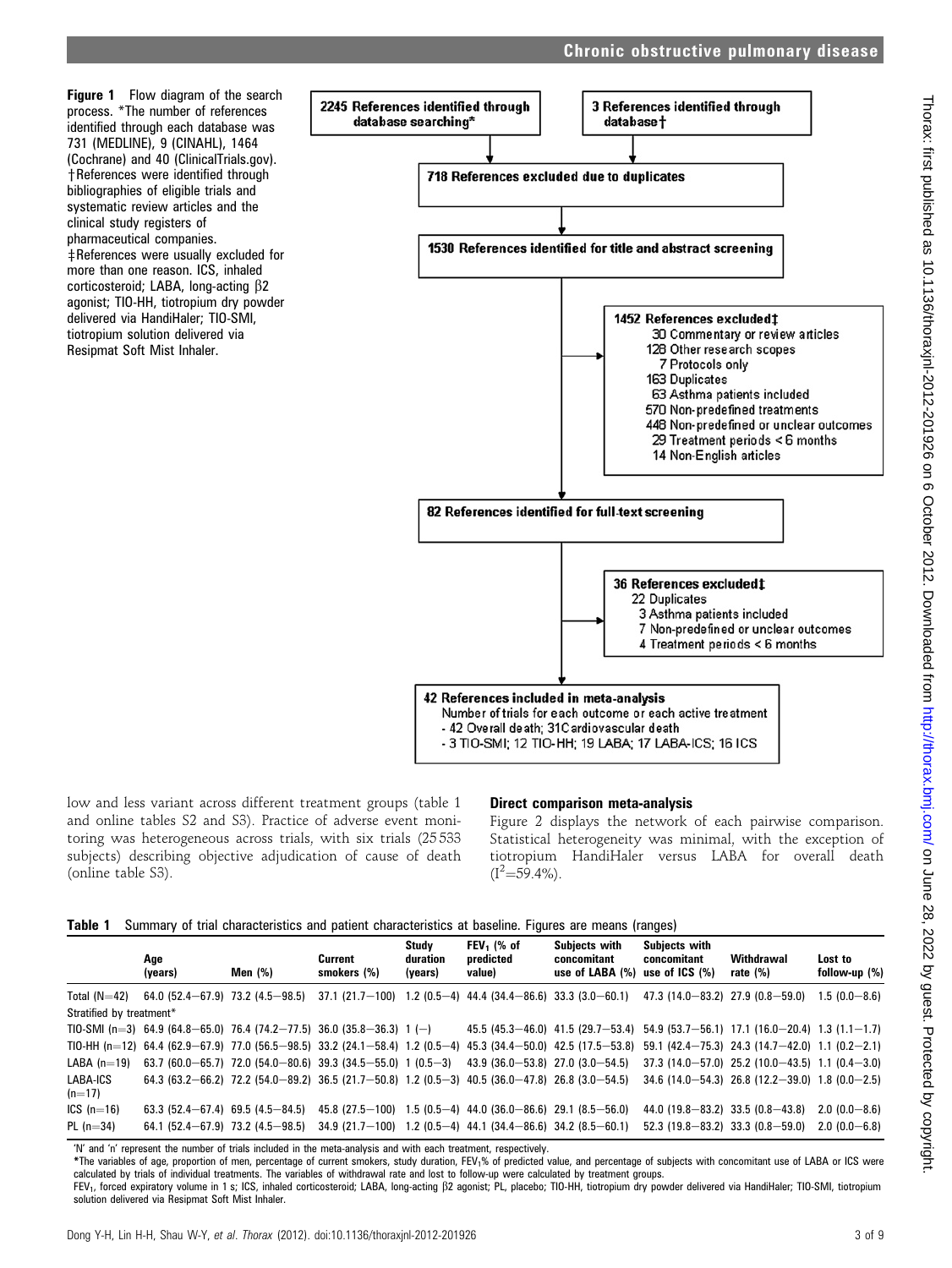**Figure 1** Flow diagram of the search process. *The number of references identified through each database was 731 (MEDLINE), 9 (CINAHL), 1464 (Cochrane) and 40 (ClinicalTrials.gov). †References were identified through bibliographies of eligible trials and systematic review articles and the clinical study registers of pharmaceutical companies. ‡References were usually excluded for more than one reason. ICS, inhaled corticosteroid; LABA, long-acting β2 agonist; TIO-HH, tiotropium dry powder delivered via HandiHaler; TIO-SMI, tiotropium solution delivered via Resipmat Soft Mist Inhaler.

2245 References identified through database searching*

3 References identified through database†

718 References excluded due to duplicates

1530 References identified for title and abstract screening

1452 References excluded‡
- 30 Commentary or review articles
- 128 Other research scopes
- 7 Protocols only
- 163 Duplicates
- 63 Asthma patients included
- 570 Non-predefined treatments
- 448 Non-predefined or unclear outcomes
- 29 Treatment periods < 6 months
- 14 Non-English articles

82 References identified for full-text screening

36 References excluded‡
- 22 Duplicates
- 3 Asthma patients included
- 7 Non-predefined or unclear outcomes
- 4 Treatment periods < 6 months

42 References included in meta-analysis
Number of trials for each outcome or each active treatment
- 42 Overall death; 31 Cardiovascular death
- 3 TIO-SMI; 12 TIO-HH; 19 LABA; 17 LABA-ICS; 16 ICS

low and less variant across different treatment groups (table 1 and online tables S2 and S3). Practice of adverse event monitoring was heterogeneous across trials, with six trials (25 533 subjects) describing objective adjudication of cause of death (online table S3).

## Direct comparison meta-analysis

Figure 2 displays the network of each pairwise comparison. Statistical heterogeneity was minimal, with the exception of tiotropium HandiHaler versus LABA for overall death ($I^2$=59.4%).

**Table 1** Summary of trial characteristics and patient characteristics at baseline. Figures are means (ranges)

| | Age (years) | Men (%) | Current smokers (%) | Study duration (years) | $FEV_1$ (% of predicted value) | Subjects with concomitant use of LABA (%) | Subjects with concomitant use of ICS (%) | Withdrawal rate (%) | Lost to follow-up (%) |
|---|---|---|---|---|---|---|---|---|---|
| Total (N=42) | 64.0 (52.4–67.9) | 73.2 (4.5–98.5) | 37.1 (21.7–100) | 1.2 (0.5–4) | 44.4 (34.4–86.6) | 33.3 (3.0–60.1) | 47.3 (14.0–83.2) | 27.9 (0.8–59.0) | 1.5 (0.0–8.6) |
| Stratified by treatment* | | | | | | | | | |
| TIO-SMI (n=3) | 64.9 (64.8–65.0) | 76.4 (74.2–77.5) | 36.0 (35.8–36.3) | 1 (–) | 45.5 (45.3–46.0) | 41.5 (29.7–53.4) | 54.9 (53.7–56.1) | 17.1 (16.0–20.4) | 1.3 (1.1–1.7) |
| TIO-HH (n=12) | 64.4 (62.9–67.9) | 77.0 (56.5–98.5) | 33.2 (24.1–58.4) | 1.2 (0.5–4) | 45.3 (34.4–50.0) | 42.5 (17.5–53.8) | 59.1 (42.4–75.3) | 24.3 (14.7–42.0) | 1.1 (0.2–2.1) |
| LABA (n=19) | 63.7 (60.0–65.7) | 72.0 (54.0–80.6) | 39.3 (34.5–55.0) | 1 (0.5–3) | 43.9 (36.0–53.8) | 27.0 (3.0–54.5) | 37.3 (14.0–57.0) | 25.2 (10.0–43.5) | 1.1 (0.4–3.0) |
| LABA-ICS (n=17) | 64.3 (63.2–66.2) | 72.2 (54.0–89.2) | 36.5 (21.7–50.8) | 1.2 (0.5–3) | 40.5 (36.0–47.8) | 26.8 (3.0–54.5) | 34.6 (14.0–54.3) | 26.8 (12.2–39.0) | 1.8 (0.0–2.5) |
| ICS (n=16) | 63.3 (52.4–67.4) | 69.5 (4.5–84.5) | 45.8 (27.5–100) | 1.5 (0.5–4) | 44.0 (36.0–86.6) | 29.1 (8.5–56.0) | 44.0 (19.8–83.2) | 33.5 (0.8–43.8) | 2.0 (0.0–8.6) |
| PL (n=34) | 64.1 (52.4–67.9) | 73.2 (4.5–98.5) | 34.9 (21.7–100) | 1.2 (0.5–4) | 44.1 (34.4–86.6) | 34.2 (8.5–60.1) | 52.3 (19.8–83.2) | 33.3 (0.8–59.0) | 2.0 (0.0–6.8) |

'N' and 'n' represent the number of trials included in the meta-analysis and with each treatment, respectively.

*The variables of age, proportion of men, percentage of current smokers, study duration, $FEV_1$% of predicted value, and percentage of subjects with concomitant use of LABA or ICS were calculated by trials of individual treatments. The variables of withdrawal rate and lost to follow-up were calculated by treatment groups.

$FEV_1$, forced expiratory volume in 1 s; ICS, inhaled corticosteroid; LABA, long-acting β2 agonist; PL, placebo; TIO-HH, tiotropium dry powder delivered via HandiHaler; TIO-SMI, tiotropium solution delivered via Resipmat Soft Mist Inhaler.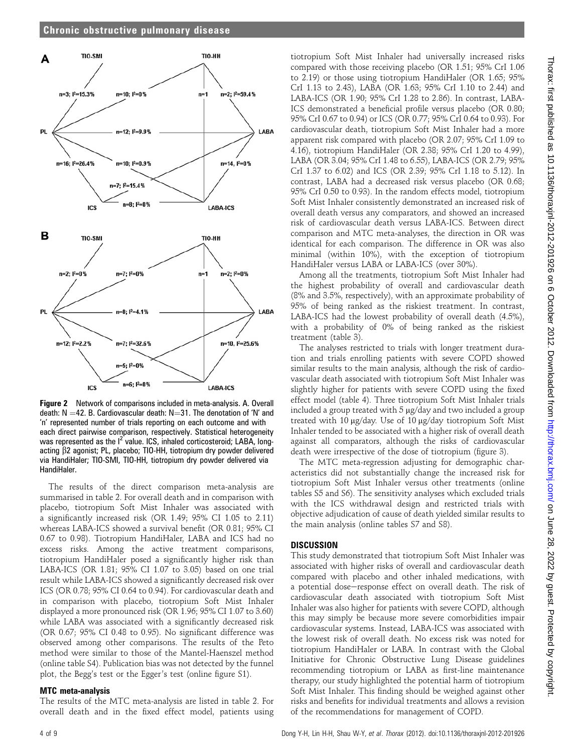Figure 2 Network of comparisons included in meta-analysis. A. Overall death: N =42. B. Cardiovascular death: N=31. The denotation of 'N' and 'n' represented number of trials reporting on each outcome and with each direct pairwise comparison, respectively. Statistical heterogeneity was represented as the $I^2$ value. ICS, inhaled corticosteroid; LABA, long-acting β2 agonist; PL, placebo; TIO-HH, tiotropium dry powder delivered via HandiHaler; TIO-SMI, TIO-HH, tiotropium dry powder delivered via HandiHaler.

The results of the direct comparison meta-analysis are summarised in table 2. For overall death and in comparison with placebo, tiotropium Soft Mist Inhaler was associated with a significantly increased risk (OR 1.49; 95% CI 1.05 to 2.11) whereas LABA-ICS showed a survival benefit (OR 0.81; 95% CI 0.67 to 0.98). Tiotropium HandiHaler, LABA and ICS had no excess risks. Among the active treatment comparisons, tiotropium HandiHaler posed a significantly higher risk than LABA-ICS (OR 1.81; 95% CI 1.07 to 3.05) based on one trial result while LABA-ICS showed a significantly decreased risk over ICS (OR 0.78; 95% CI 0.64 to 0.94). For cardiovascular death and in comparison with placebo, tiotropium Soft Mist Inhaler displayed a more pronounced risk (OR 1.96; 95% CI 1.07 to 3.60) while LABA was associated with a significantly decreased risk (OR 0.67; 95% CI 0.48 to 0.95). No significant difference was observed among other comparisons. The results of the Peto method were similar to those of the Mantel-Haenszel method (online table S4). Publication bias was not detected by the funnel plot, the Begg's test or the Egger's test (online figure S1).

### MTC meta-analysis

The results of the MTC meta-analysis are listed in table 2. For overall death and in the fixed effect model, patients using tiotropium Soft Mist Inhaler had universally increased risks compared with those receiving placebo (OR 1.51; 95% CrI 1.06 to 2.19) or those using tiotropium HandiHaler (OR 1.65; 95% CrI 1.13 to 2.43), LABA (OR 1.63; 95% CrI 1.10 to 2.44) and LABA-ICS (OR 1.90; 95% CrI 1.28 to 2.86). In contrast, LABA-ICS demonstrated a beneficial profile versus placebo (OR 0.80; 95% CrI 0.67 to 0.94) or ICS (OR 0.77; 95% CrI 0.64 to 0.93). For cardiovascular death, tiotropium Soft Mist Inhaler had a more apparent risk compared with placebo (OR 2.07; 95% CrI 1.09 to 4.16), tiotropium HandiHaler (OR 2.38; 95% CrI 1.20 to 4.99), LABA (OR 3.04; 95% CrI 1.48 to 6.55), LABA-ICS (OR 2.79; 95% CrI 1.37 to 6.02) and ICS (OR 2.39; 95% CrI 1.18 to 5.12). In contrast, LABA had a decreased risk versus placebo (OR 0.68; 95% CrI 0.50 to 0.93). In the random effects model, tiotropium Soft Mist Inhaler consistently demonstrated an increased risk of overall death versus any comparators, and showed an increased risk of cardiovascular death versus LABA-ICS. Between direct comparison and MTC meta-analyses, the direction in OR was identical for each comparison. The difference in OR was also minimal (within 10%), with the exception of tiotropium HandiHaler versus LABA or LABA-ICS (over 30%).

Among all the treatments, tiotropium Soft Mist Inhaler had the highest probability of overall and cardiovascular death (8% and 3.5%, respectively), with an approximate probability of 95% of being ranked as the riskiest treatment. In contrast, LABA-ICS had the lowest probability of overall death (4.5%), with a probability of 0% of being ranked as the riskiest treatment (table 3).

The analyses restricted to trials with longer treatment duration and trials enrolling patients with severe COPD showed similar results to the main analysis, although the risk of cardiovascular death associated with tiotropium Soft Mist Inhaler was slightly higher for patients with severe COPD using the fixed effect model (table 4). Three tiotropium Soft Mist Inhaler trials included a group treated with 5 μg/day and two included a group treated with 10 μg/day. Use of 10 μg/day tiotropium Soft Mist Inhaler tended to be associated with a higher risk of overall death against all comparators, although the risks of cardiovascular death were irrespective of the dose of tiotropium (figure 3).

The MTC meta-regression adjusting for demographic characteristics did not substantially change the increased risk for tiotropium Soft Mist Inhaler versus other treatments (online tables S5 and S6). The sensitivity analyses which excluded trials with the ICS withdrawal design and restricted trials with objective adjudication of cause of death yielded similar results to the main analysis (online tables S7 and S8).

## DISCUSSION

This study demonstrated that tiotropium Soft Mist Inhaler was associated with higher risks of overall and cardiovascular death compared with placebo and other inhaled medications, with a potential dose–response effect on overall death. The risk of cardiovascular death associated with tiotropium Soft Mist Inhaler was also higher for patients with severe COPD, although this may simply be because more severe comorbidities impair cardiovascular systems. Instead, LABA-ICS was associated with the lowest risk of overall death. No excess risk was noted for tiotropium HandiHaler or LABA. In contrast with the Global Initiative for Chronic Obstructive Lung Disease guidelines recommending tiotropium or LABA as first-line maintenance therapy, our study highlighted the potential harm of tiotropium Soft Mist Inhaler. This finding should be weighed against other risks and benefits for individual treatments and allows a revision of the recommendations for management of COPD.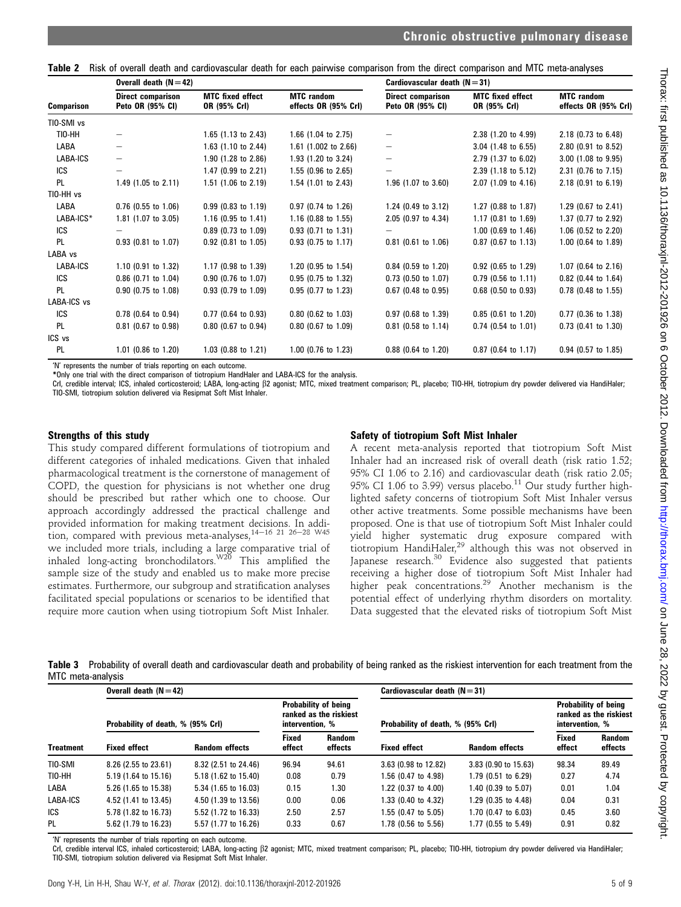**Table 2** Risk of overall death and cardiovascular death for each pairwise comparison from the direct comparison and MTC meta-analyses

| Comparison | Overall death (N=42) | | | Cardiovascular death (N=31) | | |
|---|---|---|---|---|---|---|
| | Direct comparison Peto OR (95% CI) | MTC fixed effect OR (95% CrI) | MTC random effects OR (95% CrI) | Direct comparison Peto OR (95% CI) | MTC fixed effect OR (95% CrI) | MTC random effects OR (95% CrI) |
| TIO-SMI vs | | | | | | |
| TIO-HH | – | 1.65 (1.13 to 2.43) | 1.66 (1.04 to 2.75) | – | 2.38 (1.20 to 4.99) | 2.18 (0.73 to 6.48) |
| LABA | – | 1.63 (1.10 to 2.44) | 1.61 (1.002 to 2.66) | – | 3.04 (1.48 to 6.55) | 2.80 (0.91 to 8.52) |
| LABA-ICS | – | 1.90 (1.28 to 2.86) | 1.93 (1.20 to 3.24) | – | 2.79 (1.37 to 6.02) | 3.00 (1.08 to 9.95) |
| ICS | – | 1.47 (0.99 to 2.21) | 1.55 (0.96 to 2.65) | – | 2.39 (1.18 to 5.12) | 2.31 (0.76 to 7.15) |
| PL | 1.49 (1.05 to 2.11) | 1.51 (1.06 to 2.19) | 1.54 (1.01 to 2.43) | 1.96 (1.07 to 3.60) | 2.07 (1.09 to 4.16) | 2.18 (0.91 to 6.19) |
| TIO-HH vs | | | | | | |
| LABA | 0.76 (0.55 to 1.06) | 0.99 (0.83 to 1.19) | 0.97 (0.74 to 1.26) | 1.24 (0.49 to 3.12) | 1.27 (0.88 to 1.87) | 1.29 (0.67 to 2.41) |
| LABA-ICS* | 1.81 (1.07 to 3.05) | 1.16 (0.95 to 1.41) | 1.16 (0.88 to 1.55) | 2.05 (0.97 to 4.34) | 1.17 (0.81 to 1.69) | 1.37 (0.77 to 2.92) |
| ICS | – | 0.89 (0.73 to 1.09) | 0.93 (0.71 to 1.31) | – | 1.00 (0.69 to 1.46) | 1.06 (0.52 to 2.20) |
| PL | 0.93 (0.81 to 1.07) | 0.92 (0.81 to 1.05) | 0.93 (0.75 to 1.17) | 0.81 (0.61 to 1.06) | 0.87 (0.67 to 1.13) | 1.00 (0.64 to 1.89) |
| LABA vs | | | | | | |
| LABA-ICS | 1.10 (0.91 to 1.32) | 1.17 (0.98 to 1.39) | 1.20 (0.95 to 1.54) | 0.84 (0.59 to 1.20) | 0.92 (0.65 to 1.29) | 1.07 (0.64 to 2.16) |
| ICS | 0.86 (0.71 to 1.04) | 0.90 (0.76 to 1.07) | 0.95 (0.75 to 1.32) | 0.73 (0.50 to 1.07) | 0.79 (0.56 to 1.11) | 0.82 (0.44 to 1.64) |
| PL | 0.90 (0.75 to 1.08) | 0.93 (0.79 to 1.09) | 0.95 (0.77 to 1.23) | 0.67 (0.48 to 0.95) | 0.68 (0.50 to 0.93) | 0.78 (0.48 to 1.55) |
| LABA-ICS vs | | | | | | |
| ICS | 0.78 (0.64 to 0.94) | 0.77 (0.64 to 0.93) | 0.80 (0.62 to 1.03) | 0.97 (0.68 to 1.39) | 0.85 (0.61 to 1.20) | 0.77 (0.36 to 1.38) |
| PL | 0.81 (0.67 to 0.98) | 0.80 (0.67 to 0.94) | 0.80 (0.67 to 1.09) | 0.81 (0.58 to 1.14) | 0.74 (0.54 to 1.01) | 0.73 (0.41 to 1.30) |
| ICS vs | | | | | | |
| PL | 1.01 (0.86 to 1.20) | 1.03 (0.88 to 1.21) | 1.00 (0.76 to 1.23) | 0.88 (0.64 to 1.20) | 0.87 (0.64 to 1.17) | 0.94 (0.57 to 1.85) |

'N' represents the number of trials reporting on each outcome.
*Only one trial with the direct comparison of tiotropium HandiHaler and LABA-ICS for the analysis.
CrI, credible interval; ICS, inhaled corticosteroid; LABA, long-acting β2 agonist; MTC, mixed treatment comparison; PL, placebo; TIO-HH, tiotropium dry powder delivered via HandiHaler; TIO-SMI, tiotropium solution delivered via Resimpat Soft Mist Inhaler.

### Strengths of this study

This study compared different formulations of tiotropium and different categories of inhaled medications. Given that inhaled pharmacological treatment is the cornerstone of management of COPD, the question for physicians is not whether one drug should be prescribed but rather which one to choose. Our approach accordingly addressed the practical challenge and provided information for making treatment decisions. In addition, compared with previous meta-analyses,[14–16 21 26–28 W45] we included more trials, including a large comparative trial of inhaled long-acting bronchodilators.[W20] This amplified the sample size of the study and enabled us to make more precise estimates. Furthermore, our subgroup and stratification analyses facilitated special populations or scenarios to be identified that require more caution when using tiotropium Soft Mist Inhaler.

### Safety of tiotropium Soft Mist Inhaler

A recent meta-analysis reported that tiotropium Soft Mist Inhaler had an increased risk of overall death (risk ratio 1.52; 95% CI 1.06 to 2.16) and cardiovascular death (risk ratio 2.05; 95% CI 1.06 to 3.99) versus placebo.[11] Our study further highlighted safety concerns of tiotropium Soft Mist Inhaler versus other active treatments. Some possible mechanisms have been proposed. One is that use of tiotropium Soft Mist Inhaler could yield higher systematic drug exposure compared with tiotropium HandiHaler,[29] although this was not observed in Japanese research.[30] Evidence also suggested that patients receiving a higher dose of tiotropium Soft Mist Inhaler had higher peak concentrations.[29] Another mechanism is the potential effect of underlying rhythm disorders on mortality. Data suggested that the elevated risks of tiotropium Soft Mist

**Table 3** Probability of overall death and cardiovascular death and probability of being ranked as the riskiest intervention for each treatment from the MTC meta-analysis

| Treatment | Overall death (N=42) | | | | Cardiovascular death (N=31) | | | |
|---|---|---|---|---|---|---|---|---|
| | Probability of death, % (95% CrI) | | Probability of being ranked as the riskiest intervention, % | | Probability of death, % (95% CrI) | | Probability of being ranked as the riskiest intervention, % | |
| | Fixed effect | Random effects | Fixed effect | Random effects | Fixed effect | Random effects | Fixed effect | Random effects |
| TIO-SMI | 8.26 (2.55 to 23.61) | 8.32 (2.51 to 24.46) | 96.94 | 94.61 | 3.63 (0.98 to 12.82) | 3.83 (0.90 to 15.63) | 98.34 | 89.49 |
| TIO-HH | 5.19 (1.64 to 15.16) | 5.18 (1.62 to 15.40) | 0.08 | 0.79 | 1.56 (0.47 to 4.98) | 1.79 (0.51 to 6.29) | 0.27 | 4.74 |
| LABA | 5.26 (1.65 to 15.38) | 5.34 (1.65 to 16.03) | 0.15 | 1.30 | 1.22 (0.37 to 4.00) | 1.40 (0.39 to 5.07) | 0.01 | 1.04 |
| LABA-ICS | 4.52 (1.41 to 13.45) | 4.50 (1.39 to 13.56) | 0.00 | 0.06 | 1.33 (0.40 to 4.32) | 1.29 (0.35 to 4.48) | 0.04 | 0.31 |
| ICS | 5.78 (1.82 to 16.73) | 5.52 (1.72 to 16.33) | 2.50 | 2.57 | 1.55 (0.47 to 5.05) | 1.70 (0.47 to 6.03) | 0.45 | 3.60 |
| PL | 5.62 (1.79 to 16.23) | 5.57 (1.77 to 16.26) | 0.33 | 0.67 | 1.78 (0.56 to 5.56) | 1.77 (0.55 to 5.49) | 0.91 | 0.82 |

'N' represents the number of trials reporting on each outcome.
CrI, credible interval ICS, inhaled corticosteroid; LABA, long-acting β2 agonist; MTC, mixed treatment comparison; PL, placebo; TIO-HH, tiotropium dry powder delivered via HandiHaler; TIO-SMI, tiotropium solution delivered via Resimpat Soft Mist Inhaler.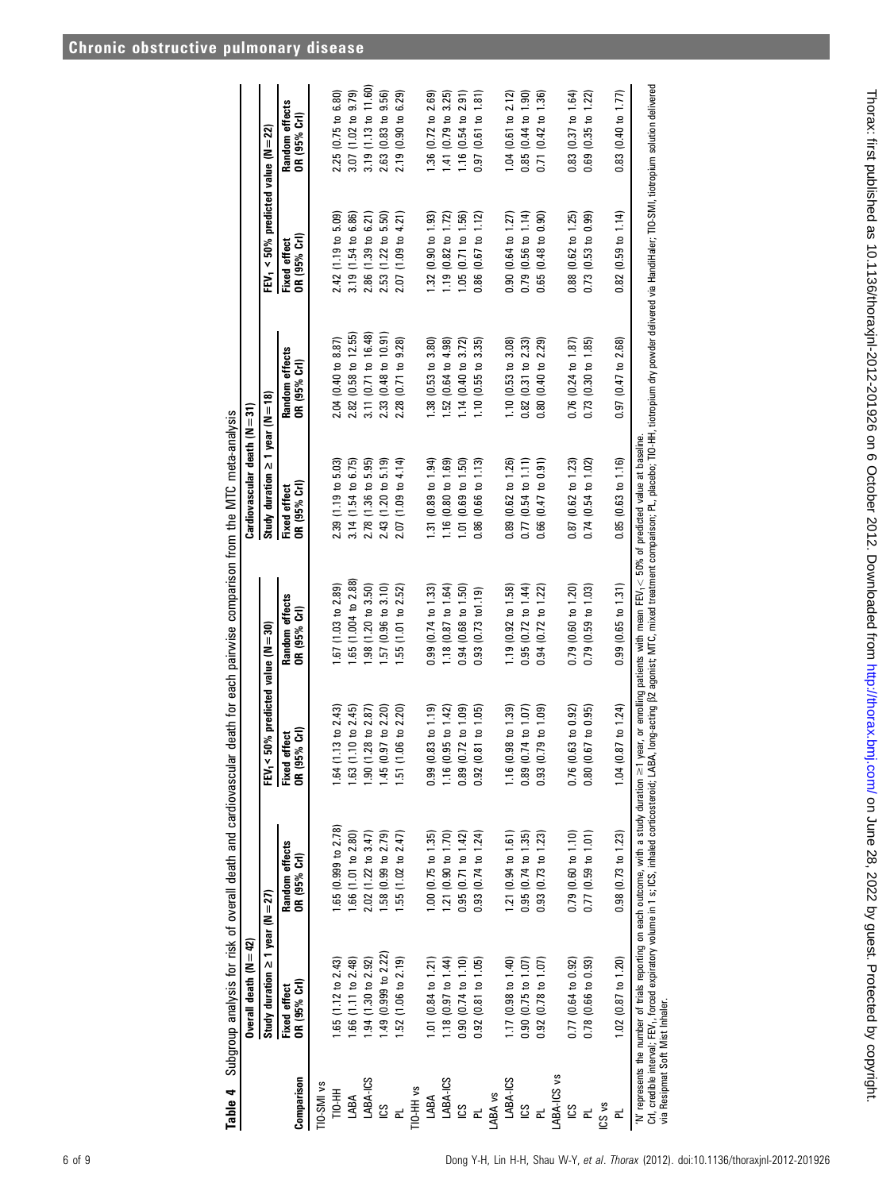**Table 4** Subgroup analysis for risk of overall death and cardiovascular death for each pairwise comparison from the MTC meta-analysis

| Comparison | Overall death (N=42) | | | | Cardiovascular death (N=31) | | | |
|---|---|---|---|---|---|---|---|---|
| | Study duration ≥1 year (N=27) | | $FEV_1$ < 50% predicted value (N=30) | | Study duration ≥1 year (N=18) | | $FEV_1$ < 50% predicted value (N=22) | |
| | Fixed effect OR (95% CrI) | Random effects OR (95% CrI) | Fixed effect OR (95% CrI) | Random effects OR (95% CrI) | Fixed effect OR (95% CrI) | Random effects OR (95% CrI) | Fixed effect OR (95% CrI) | Random effects OR (95% CrI) |
| TIO-SMI vs | | | | | | | | |
| TIO-HH | 1.65 (1.12 to 2.43) | 1.65 (0.999 to 2.78) | 1.64 (1.13 to 2.43) | 1.67 (1.03 to 2.89) | 2.39 (1.19 to 5.03) | 2.04 (0.40 to 8.87) | 2.42 (1.19 to 5.09) | 2.25 (0.75 to 6.80) |
| LABA | 1.66 (1.11 to 2.48) | 1.66 (1.01 to 2.80) | 1.63 (1.10 to 2.45) | 1.65 (1.004 to 2.88) | 3.14 (1.54 to 6.75) | 2.82 (0.58 to 12.55) | 3.19 (1.54 to 6.86) | 3.07 (1.02 to 9.79) |
| LABA-ICS | 1.94 (1.30 to 2.92) | 2.02 (1.22 to 3.47) | 1.90 (1.28 to 2.87) | 1.98 (1.20 to 3.50) | 2.78 (1.36 to 5.95) | 3.11 (0.71 to 16.48) | 2.86 (1.39 to 6.21) | 3.19 (1.13 to 11.60) |
| ICS | 1.49 (0.999 to 2.22) | 1.58 (0.99 to 2.79) | 1.45 (0.97 to 2.20) | 1.57 (0.96 to 3.10) | 2.43 (1.20 to 5.19) | 2.33 (0.48 to 10.91) | 2.53 (1.22 to 5.50) | 2.63 (0.83 to 9.56) |
| PL | 1.52 (1.06 to 2.19) | 1.55 (1.02 to 2.47) | 1.51 (1.06 to 2.20) | 1.55 (1.01 to 2.52) | 2.07 (1.09 to 4.14) | 2.28 (0.71 to 9.28) | 2.07 (1.09 to 4.21) | 2.19 (0.90 to 6.29) |
| TIO-HH vs | | | | | | | | |
| LABA | 1.01 (0.84 to 1.21) | 1.00 (0.75 to 1.35) | 0.99 (0.83 to 1.19) | 0.99 (0.74 to 1.33) | 1.31 (0.89 to 1.94) | 1.38 (0.53 to 3.80) | 1.32 (0.90 to 1.93) | 1.36 (0.72 to 2.69) |
| LABA-ICS | 1.18 (0.97 to 1.44) | 1.21 (0.90 to 1.70) | 1.16 (0.95 to 1.42) | 1.18 (0.87 to 1.64) | 1.16 (0.80 to 1.69) | 1.52 (0.64 to 4.98) | 1.19 (0.82 to 1.72) | 1.41 (0.79 to 3.25) |
| ICS | 0.90 (0.74 to 1.10) | 0.95 (0.71 to 1.42) | 0.89 (0.72 to 1.09) | 0.94 (0.68 to 1.50) | 1.01 (0.69 to 1.50) | 1.14 (0.40 to 3.72) | 1.05 (0.71 to 1.56) | 1.16 (0.54 to 2.91) |
| PL | 0.92 (0.81 to 1.05) | 0.93 (0.74 to 1.24) | 0.92 (0.81 to 1.05) | 0.93 (0.73 to1.19) | 0.86 (0.66 to 1.13) | 1.10 (0.55 to 3.35) | 0.86 (0.67 to 1.12) | 0.97 (0.61 to 1.81) |
| LABA vs | | | | | | | | |
| LABA-ICS | 1.17 (0.98 to 1.40) | 1.21 (0.94 to 1.61) | 1.16 (0.98 to 1.39) | 1.19 (0.92 to 1.58) | 0.89 (0.62 to 1.26) | 1.10 (0.53 to 3.08) | 0.90 (0.64 to 1.27) | 1.04 (0.61 to 2.12) |
| ICS | 0.90 (0.75 to 1.07) | 0.95 (0.74 to 1.35) | 0.89 (0.74 to 1.07) | 0.95 (0.72 to 1.44) | 0.77 (0.54 to 1.11) | 0.82 (0.31 to 2.33) | 0.79 (0.56 to 1.14) | 0.85 (0.44 to 1.90) |
| PL | 0.92 (0.78 to 1.07) | 0.93 (0.73 to 1.23) | 0.93 (0.79 to 1.09) | 0.94 (0.72 to 1.22) | 0.66 (0.47 to 0.91) | 0.80 (0.40 to 2.29) | 0.65 (0.48 to 0.90) | 0.71 (0.42 to 1.36) |
| LABA-ICS vs | | | | | | | | |
| ICS | 0.77 (0.64 to 0.92) | 0.79 (0.60 to 1.10) | 0.76 (0.63 to 0.92) | 0.79 (0.60 to 1.20) | 0.87 (0.62 to 1.23) | 0.76 (0.24 to 1.87) | 0.88 (0.62 to 1.25) | 0.83 (0.37 to 1.64) |
| PL | 0.78 (0.66 to 0.93) | 0.77 (0.59 to 1.01) | 0.80 (0.67 to 0.95) | 0.79 (0.59 to 1.03) | 0.74 (0.54 to 1.02) | 0.73 (0.30 to 1.85) | 0.73 (0.53 to 0.99) | 0.69 (0.35 to 1.22) |
| ICS vs | | | | | | | | |
| PL | 1.02 (0.87 to 1.20) | 0.98 (0.73 to 1.23) | 1.04 (0.87 to 1.24) | 0.99 (0.65 to 1.31) | 0.85 (0.63 to 1.16) | 0.97 (0.47 to 2.68) | 0.82 (0.59 to 1.14) | 0.83 (0.40 to 1.77) |

'N' represents the number of trials reporting on each outcome, with a study duration ≥1 year, or enrolling patients with mean $FEV_1$ < 50% of predicted value at baseline.
CrI, credible interval; $FEV_1$, forced expiratory volume in 1 s; ICS, inhaled corticosteroid; LABA, long-acting β2 agonist; MTC, mixed treatment comparison; PL, placebo; TIO-HH, tiotropium dry powder delivered via HandiHaler; TIO-SMI, tiotropium solution delivered via Resipmat Soft Mist Inhaler.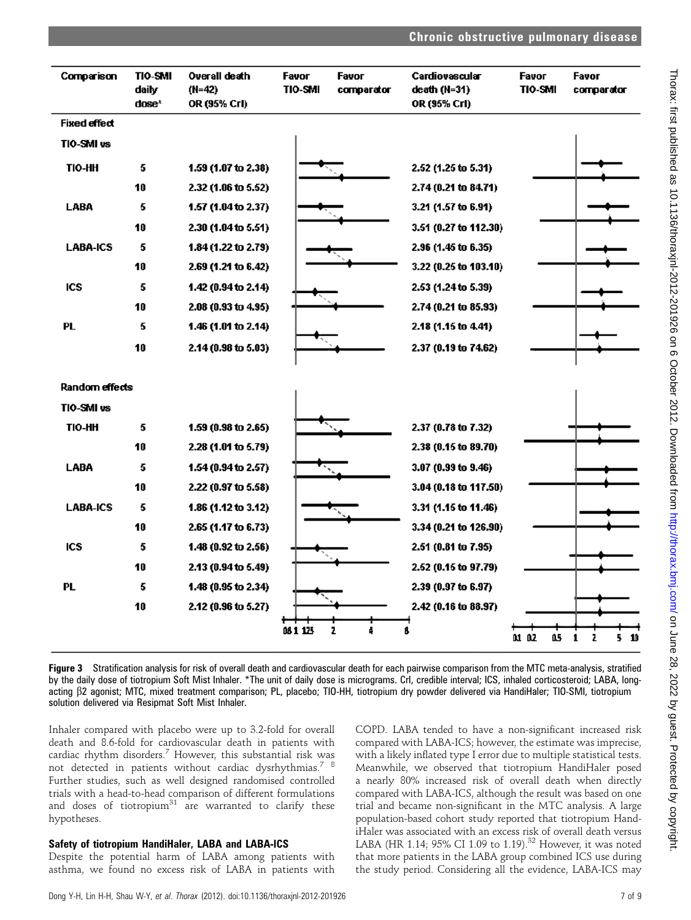| Comparison | TIO-SMI daily dose* | Overall death (N=42) OR (95% CrI) | Cardiovascular death (N=31) OR (95% CrI) |
|---|---|---|---|
| **Fixed effect** | | | |
| **TIO-SMI vs** | | | |
| TIO-HH | 5 | 1.59 (1.07 to 2.38) | 2.52 (1.25 to 5.31) |
| | 10 | 2.32 (1.06 to 5.52) | 2.74 (0.21 to 84.71) |
| LABA | 5 | 1.57 (1.04 to 2.37) | 3.21 (1.57 to 6.91) |
| | 10 | 2.30 (1.04 to 5.51) | 3.51 (0.27 to 112.30) |
| LABA-ICS | 5 | 1.84 (1.22 to 2.79) | 2.96 (1.45 to 6.35) |
| | 10 | 2.69 (1.21 to 6.42) | 3.22 (0.25 to 103.10) |
| ICS | 5 | 1.42 (0.94 to 2.14) | 2.53 (1.24 to 5.39) |
| | 10 | 2.08 (0.93 to 4.95) | 2.74 (0.21 to 85.93) |
| PL | 5 | 1.46 (1.01 to 2.14) | 2.18 (1.15 to 4.41) |
| | 10 | 2.14 (0.98 to 5.03) | 2.37 (0.19 to 74.62) |
| **Random effects** | | | |
| **TIO-SMI vs** | | | |
| TIO-HH | 5 | 1.59 (0.98 to 2.65) | 2.37 (0.78 to 7.32) |
| | 10 | 2.28 (1.01 to 5.79) | 2.38 (0.15 to 89.70) |
| LABA | 5 | 1.54 (0.94 to 2.57) | 3.07 (0.99 to 9.46) |
| | 10 | 2.22 (0.97 to 5.58) | 3.04 (0.18 to 117.50) |
| LABA-ICS | 5 | 1.86 (1.12 to 3.12) | 3.31 (1.15 to 11.46) |
| | 10 | 2.65 (1.17 to 6.73) | 3.34 (0.21 to 126.90) |
| ICS | 5 | 1.48 (0.92 to 2.56) | 2.51 (0.81 to 7.95) |
| | 10 | 2.13 (0.94 to 5.49) | 2.52 (0.15 to 97.79) |
| PL | 5 | 1.48 (0.95 to 2.34) | 2.39 (0.97 to 6.97) |
| | 10 | 2.12 (0.96 to 5.27) | 2.42 (0.16 to 88.97) |

**Figure 3** Stratification analysis for risk of overall death and cardiovascular death for each pairwise comparison from the MTC meta-analysis, stratified by the daily dose of tiotropium Soft Mist Inhaler. *The unit of daily dose is micrograms. CrI, credible interval; ICS, inhaled corticosteroid; LABA, long-acting β2 agonist; MTC, mixed treatment comparison; PL, placebo; TIO-HH, tiotropium dry powder delivered via HandiHaler; TIO-SMI, tiotropium solution delivered via Resipmat Soft Mist Inhaler.

Inhaler compared with placebo were up to 3.2-fold for overall death and 8.6-fold for cardiovascular death in patients with cardiac rhythm disorders.[7] However, this substantial risk was not detected in patients without cardiac dysrhythmias.[7 8] Further studies, such as well designed randomised controlled trials with a head-to-head comparison of different formulations and doses of tiotropium[31] are warranted to clarify these hypotheses.

### Safety of tiotropium HandiHaler, LABA and LABA-ICS

Despite the potential harm of LABA among patients with asthma, we found no excess risk of LABA in patients with COPD. LABA tended to have a non-significant increased risk compared with LABA-ICS; however, the estimate was imprecise, with a likely inflated type I error due to multiple statistical tests. Meanwhile, we observed that tiotropium HandiHaler posed a nearly 80% increased risk of overall death when directly compared with LABA-ICS, although the result was based on one trial and became non-significant in the MTC analysis. A large population-based cohort study reported that tiotropium HandiHaler was associated with an excess risk of overall death versus LABA (HR 1.14; 95% CI 1.09 to 1.19).[32] However, it was noted that more patients in the LABA group combined ICS use during the study period. Considering all the evidence, LABA-ICS may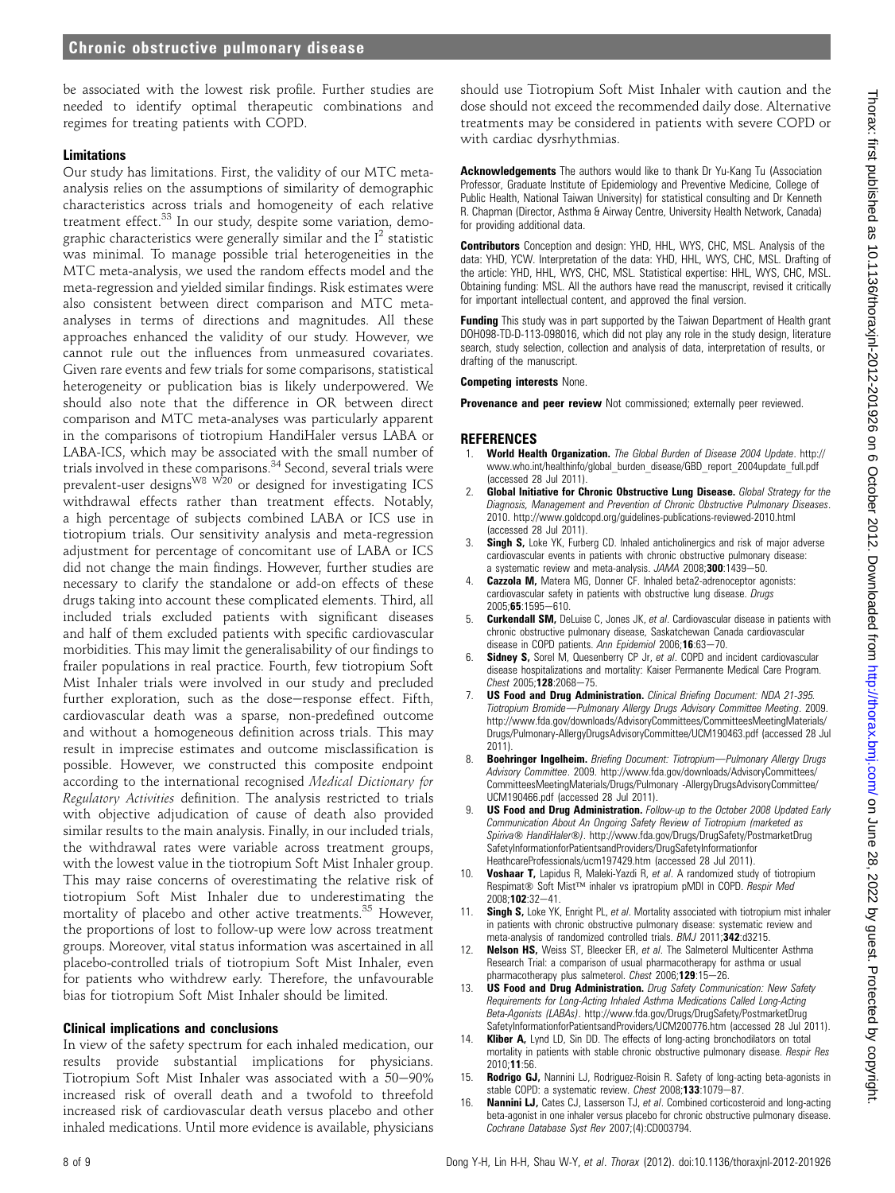be associated with the lowest risk profile. Further studies are needed to identify optimal therapeutic combinations and regimes for treating patients with COPD.

### Limitations

Our study has limitations. First, the validity of our MTC meta-analysis relies on the assumptions of similarity of demographic characteristics across trials and homogeneity of each relative treatment effect.[33] In our study, despite some variation, demographic characteristics were generally similar and the $I^2$ statistic was minimal. To manage possible trial heterogeneities in the MTC meta-analysis, we used the random effects model and the meta-regression and yielded similar findings. Risk estimates were also consistent between direct comparison and MTC meta-analyses in terms of directions and magnitudes. All these approaches enhanced the validity of our study. However, we cannot rule out the influences from unmeasured covariates. Given rare events and few trials for some comparisons, statistical heterogeneity or publication bias is likely underpowered. We should also note that the difference in OR between direct comparison and MTC meta-analyses was particularly apparent in the comparisons of tiotropium HandiHaler versus LABA or LABA-ICS, which may be associated with the small number of trials involved in these comparisons.[34] Second, several trials were prevalent-user designs[W8 W20] or designed for investigating ICS withdrawal effects rather than treatment effects. Notably, a high percentage of subjects combined LABA or ICS use in tiotropium trials. Our sensitivity analysis and meta-regression adjustment for percentage of concomitant use of LABA or ICS did not change the main findings. However, further studies are necessary to clarify the standalone or add-on effects of these drugs taking into account these complicated elements. Third, all included trials excluded patients with significant diseases and half of them excluded patients with specific cardiovascular morbidities. This may limit the generalisability of our findings to frailer populations in real practice. Fourth, few tiotropium Soft Mist Inhaler trials were involved in our study and precluded further exploration, such as the dose–response effect. Fifth, cardiovascular death was a sparse, non-predefined outcome and without a homogeneous definition across trials. This may result in imprecise estimates and outcome misclassification is possible. However, we constructed this composite endpoint according to the international recognised *Medical Dictionary for Regulatory Activities* definition. The analysis restricted to trials with objective adjudication of cause of death also provided similar results to the main analysis. Finally, in our included trials, the withdrawal rates were variable across treatment groups, with the lowest value in the tiotropium Soft Mist Inhaler group. This may raise concerns of overestimating the relative risk of tiotropium Soft Mist Inhaler due to underestimating the mortality of placebo and other active treatments.[35] However, the proportions of lost to follow-up were low across treatment groups. Moreover, vital status information was ascertained in all placebo-controlled trials of tiotropium Soft Mist Inhaler, even for patients who withdrew early. Therefore, the unfavourable bias for tiotropium Soft Mist Inhaler should be limited.

### Clinical implications and conclusions

In view of the safety spectrum for each inhaled medication, our results provide substantial implications for physicians. Tiotropium Soft Mist Inhaler was associated with a 50–90% increased risk of overall death and a twofold to threefold increased risk of cardiovascular death versus placebo and other inhaled medications. Until more evidence is available, physicians should use Tiotropium Soft Mist Inhaler with caution and the dose should not exceed the recommended daily dose. Alternative treatments may be considered in patients with severe COPD or with cardiac dysrhythmias.

**Acknowledgements** The authors would like to thank Dr Yu-Kang Tu (Association Professor, Graduate Institute of Epidemiology and Preventive Medicine, College of Public Health, National Taiwan University) for statistical consulting and Dr Kenneth R. Chapman (Director, Asthma & Airway Centre, University Health Network, Canada) for providing additional data.

**Contributors** Conception and design: YHD, HHL, WYS, CHC, MSL. Analysis of the data: YHD, YCW. Interpretation of the data: YHD, HHL, WYS, CHC, MSL. Drafting of the article: YHD, HHL, WYS, CHC, MSL. Statistical expertise: HHL, WYS, CHC, MSL. Obtaining funding: MSL. All the authors have read the manuscript, revised it critically for important intellectual content, and approved the final version.

**Funding** This study was in part supported by the Taiwan Department of Health grant DOH098-TD-D-113-098016, which did not play any role in the study design, literature search, study selection, collection and analysis of data, interpretation of results, or drafting of the manuscript.

**Competing interests** None.

**Provenance and peer review** Not commissioned; externally peer reviewed.

## REFERENCES

1. **World Health Organization.** *The Global Burden of Disease 2004 Update*. http://www.who.int/healthinfo/global_burden_disease/GBD_report_2004update_full.pdf (accessed 28 Jul 2011).
2. **Global Initiative for Chronic Obstructive Lung Disease.** *Global Strategy for the Diagnosis, Management and Prevention of Chronic Obstructive Pulmonary Diseases*. 2010. http://www.goldcopd.org/guidelines-publications-reviewed-2010.html (accessed 28 Jul 2011).
3. **Singh S,** Loke YK, Furberg CD. Inhaled anticholinergics and risk of major adverse cardiovascular events in patients with chronic obstructive pulmonary disease: a systematic review and meta-analysis. *JAMA* 2008;**300**:1439–50.
4. **Cazzola M,** Matera MG, Donner CF. Inhaled beta2-adrenoceptor agonists: cardiovascular safety in patients with obstructive lung disease. *Drugs* 2005;**65**:1595–610.
5. **Curkendall SM,** DeLuise C, Jones JK, *et al*. Cardiovascular disease in patients with chronic obstructive pulmonary disease, Saskatchewan Canada cardiovascular disease in COPD patients. *Ann Epidemiol* 2006;**16**:63–70.
6. **Sidney S,** Sorel M, Quesenberry CP Jr, *et al*. COPD and incident cardiovascular disease hospitalizations and mortality: Kaiser Permanente Medical Care Program. *Chest* 2005;**128**:2068–75.
7. **US Food and Drug Administration.** *Clinical Briefing Document: NDA 21-395. Tiotropium Bromide—Pulmonary Allergy Drugs Advisory Committee Meeting*. 2009. http://www.fda.gov/downloads/AdvisoryCommittees/CommitteesMeetingMaterials/Drugs/Pulmonary-AllergyDrugsAdvisoryCommittee/UCM190463.pdf (accessed 28 Jul 2011).
8. **Boehringer Ingelheim.** *Briefing Document: Tiotropium—Pulmonary Allergy Drugs Advisory Committee*. 2009. http://www.fda.gov/downloads/AdvisoryCommittees/CommitteesMeetingMaterials/Drugs/Pulmonary -AllergyDrugsAdvisoryCommittee/UCM190466.pdf (accessed 28 Jul 2011).
9. **US Food and Drug Administration.** *Follow-up to the October 2008 Updated Early Communication About An Ongoing Safety Review of Tiotropium (marketed as Spiriva® HandiHaler®)*. http://www.fda.gov/Drugs/DrugSafety/PostmarketDrugSafetyInformationforPatientsandProviders/DrugSafetyInformationforHeathcareProfessionals/ucm197429.htm (accessed 28 Jul 2011).
10. **Voshaar T,** Lapidus R, Maleki-Yazdi R, *et al*. A randomized study of tiotropium Respimat® Soft Mist™ inhaler vs ipratropium pMDI in COPD. *Respir Med* 2008;**102**:32–41.
11. **Singh S,** Loke YK, Enright PL, *et al*. Mortality associated with tiotropium mist inhaler in patients with chronic obstructive pulmonary disease: systematic review and meta-analysis of randomized controlled trials. *BMJ* 2011;**342**:d3215.
12. **Nelson HS,** Weiss ST, Bleecker ER, *et al*. The Salmeterol Multicenter Asthma Research Trial: a comparison of usual pharmacotherapy for asthma or usual pharmacotherapy plus salmeterol. *Chest* 2006;**129**:15–26.
13. **US Food and Drug Administration.** *Drug Safety Communication: New Safety Requirements for Long-Acting Inhaled Asthma Medications Called Long-Acting Beta-Agonists (LABAs)*. http://www.fda.gov/Drugs/DrugSafety/PostmarketDrugSafetyInformationforPatientsandProviders/UCM200776.htm (accessed 28 Jul 2011).
14. **Kliber A,** Lynd LD, Sin DD. The effects of long-acting bronchodilators on total mortality in patients with stable chronic obstructive pulmonary disease. *Respir Res* 2010;**11**:56.
15. **Rodrigo GJ,** Nannini LJ, Rodriguez-Roisin R. Safety of long-acting beta-agonists in stable COPD: a systematic review. *Chest* 2008;**133**:1079–87.
16. **Nannini LJ,** Cates CJ, Lasserson TJ, *et al*. Combined corticosteroid and long-acting beta-agonist in one inhaler versus placebo for chronic obstructive pulmonary disease. *Cochrane Database Syst Rev* 2007;(4):CD003794.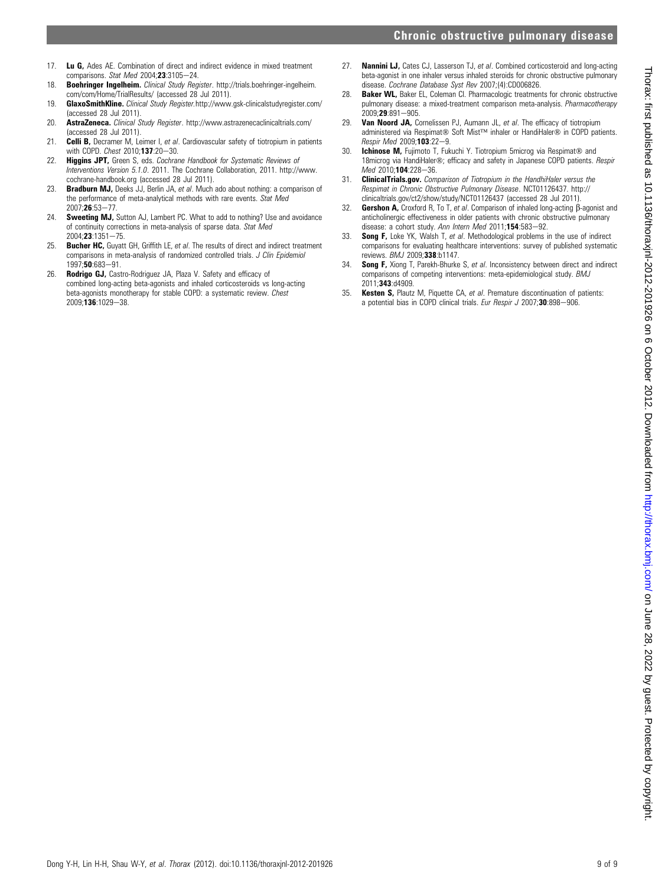17. **Lu G,** Ades AE. Combination of direct and indirect evidence in mixed treatment comparisons. *Stat Med* 2004;**23**:3105–24.
18. **Boehringer Ingelheim.** *Clinical Study Register*. http://trials.boehringer-ingelheim.com/com/Home/TrialResults/ (accessed 28 Jul 2011).
19. **GlaxoSmithKline.** *Clinical Study Register.* http://www.gsk-clinicalstudyregister.com/ (accessed 28 Jul 2011).
20. **AstraZeneca.** *Clinical Study Register*. http://www.astrazenecaclinicaltrials.com/ (accessed 28 Jul 2011).
21. **Celli B,** Decramer M, Leimer I, *et al*. Cardiovascular safety of tiotropium in patients with COPD. *Chest* 2010;**137**:20–30.
22. **Higgins JPT,** Green S, eds. *Cochrane Handbook for Systematic Reviews of Interventions Version 5.1.0*. 2011. The Cochrane Collaboration, 2011. http://www.cochrane-handbook.org (accessed 28 Jul 2011).
23. **Bradburn MJ,** Deeks JJ, Berlin JA, *et al*. Much ado about nothing: a comparison of the performance of meta-analytical methods with rare events. *Stat Med* 2007;**26**:53–77.
24. **Sweeting MJ,** Sutton AJ, Lambert PC. What to add to nothing? Use and avoidance of continuity corrections in meta-analysis of sparse data. *Stat Med* 2004;**23**:1351–75.
25. **Bucher HC,** Guyatt GH, Griffith LE, *et al*. The results of direct and indirect treatment comparisons in meta-analysis of randomized controlled trials. *J Clin Epidemiol* 1997;**50**:683–91.
26. **Rodrigo GJ,** Castro-Rodriguez JA, Plaza V. Safety and efficacy of combined long-acting beta-agonists and inhaled corticosteroids vs long-acting beta-agonists monotherapy for stable COPD: a systematic review. *Chest* 2009;**136**:1029–38.
27. **Nannini LJ,** Cates CJ, Lasserson TJ, *et al*. Combined corticosteroid and long-acting beta-agonist in one inhaler versus inhaled steroids for chronic obstructive pulmonary disease. *Cochrane Database Syst Rev* 2007;(4):CD006826.
28. **Baker WL,** Baker EL, Coleman CI. Pharmacologic treatments for chronic obstructive pulmonary disease: a mixed-treatment comparison meta-analysis. *Pharmacotherapy* 2009;**29**:891–905.
29. **Van Noord JA,** Cornelissen PJ, Aumann JL, *et al*. The efficacy of tiotropium administered via Respimat® Soft Mist™ inhaler or HandiHaler® in COPD patients. *Respir Med* 2009;**103**:22–9.
30. **Ichinose M,** Fujimoto T, Fukuchi Y. Tiotropium 5microg via Respimat® and 18microg via HandiHaler®; efficacy and safety in Japanese COPD patients. *Respir Med* 2010;**104**:228–36.
31. **ClinicalTrials.gov.** *Comparison of Tiotropium in the HandhiHaler versus the Respimat in Chronic Obstructive Pulmonary Disease*. NCT01126437. http://clinicaltrials.gov/ct2/show/study/NCT01126437 (accessed 28 Jul 2011).
32. **Gershon A,** Croxford R, To T, *et al*. Comparison of inhaled long-acting β-agonist and anticholinergic effectiveness in older patients with chronic obstructive pulmonary disease: a cohort study. *Ann Intern Med* 2011;**154**:583–92.
33. **Song F,** Loke YK, Walsh T, *et al*. Methodological problems in the use of indirect comparisons for evaluating healthcare interventions: survey of published systematic reviews. *BMJ* 2009;**338**:b1147.
34. **Song F,** Xiong T, Parekh-Bhurke S, *et al*. Inconsistency between direct and indirect comparisons of competing interventions: meta-epidemiological study. *BMJ* 2011;**343**:d4909.
35. **Kesten S,** Plautz M, Piquette CA, *et al*. Premature discontinuation of patients: a potential bias in COPD clinical trials. *Eur Respir J* 2007;**30**:898–906.